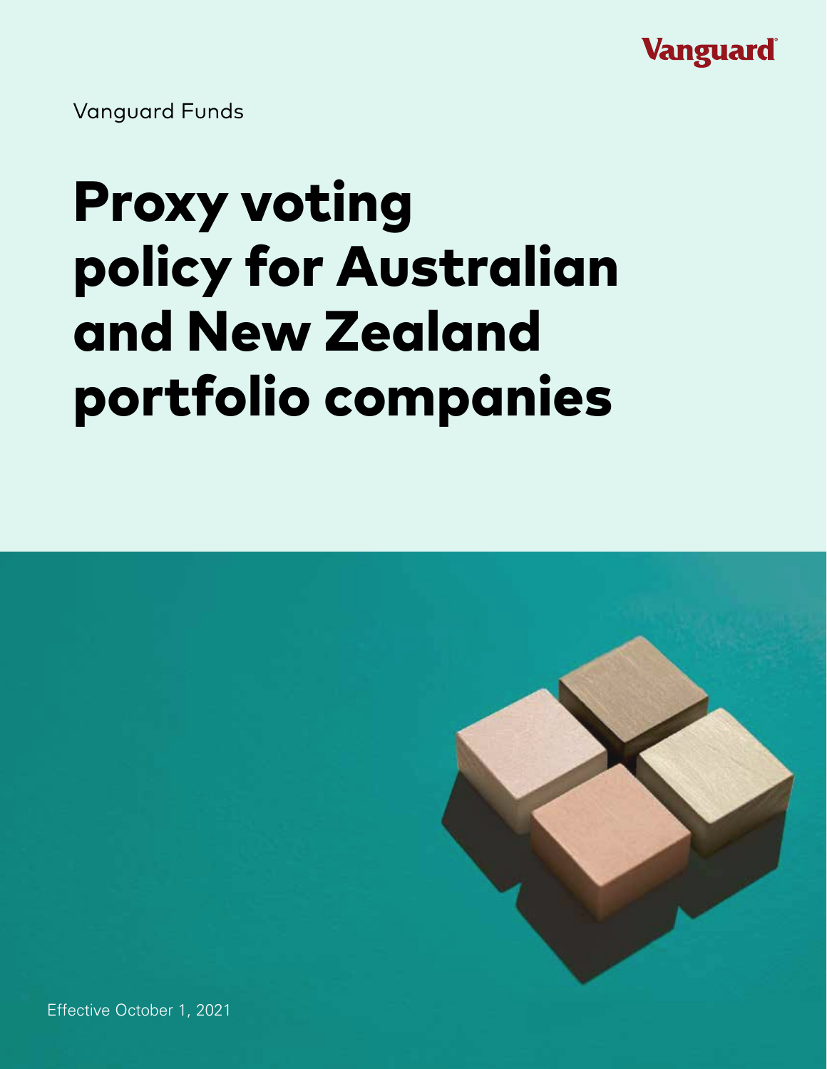Vanguard

Vanguard Funds

# Proxy voting policy for Australian and New Zealand portfolio companies

Effective October 1, 2021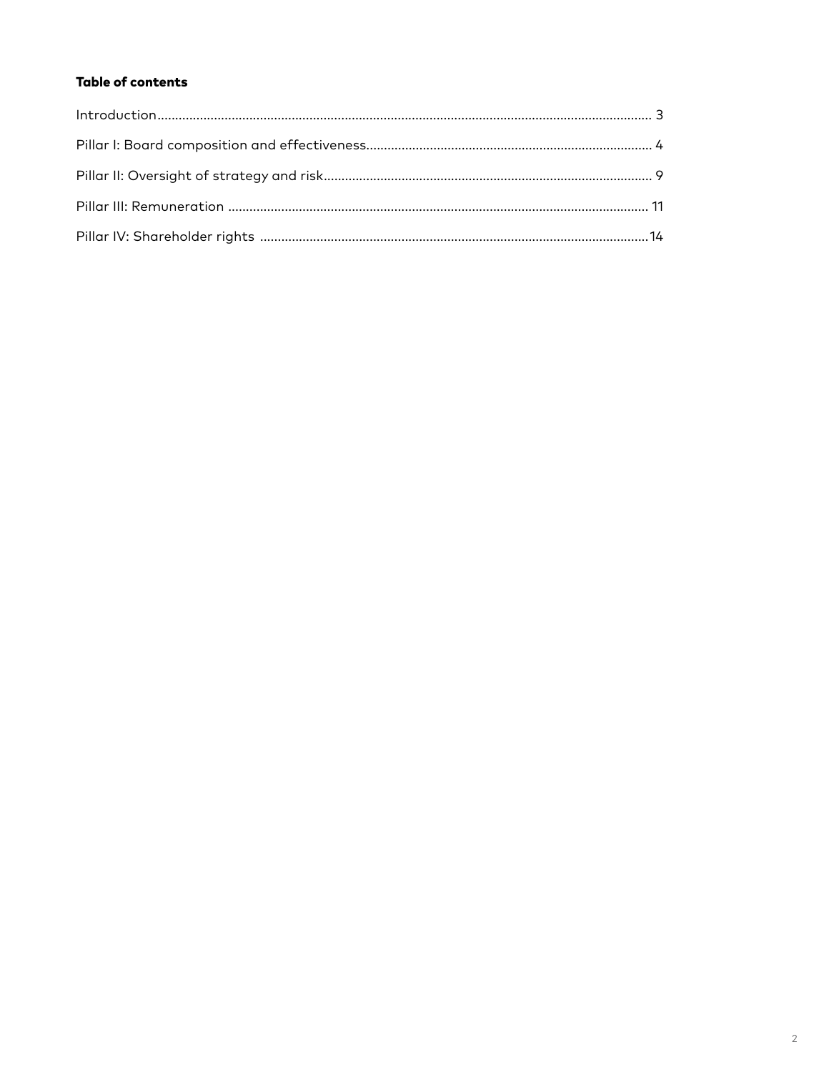**Table of contents**

Introduction........................................................................................................................................ 3

Pillar I: Board composition and effectiveness................................................................................ 4

Pillar II: Oversight of strategy and risk............................................................................................. 9

Pillar III: Remuneration ...................................................................................................................... 11

Pillar IV: Shareholder rights .............................................................................................................14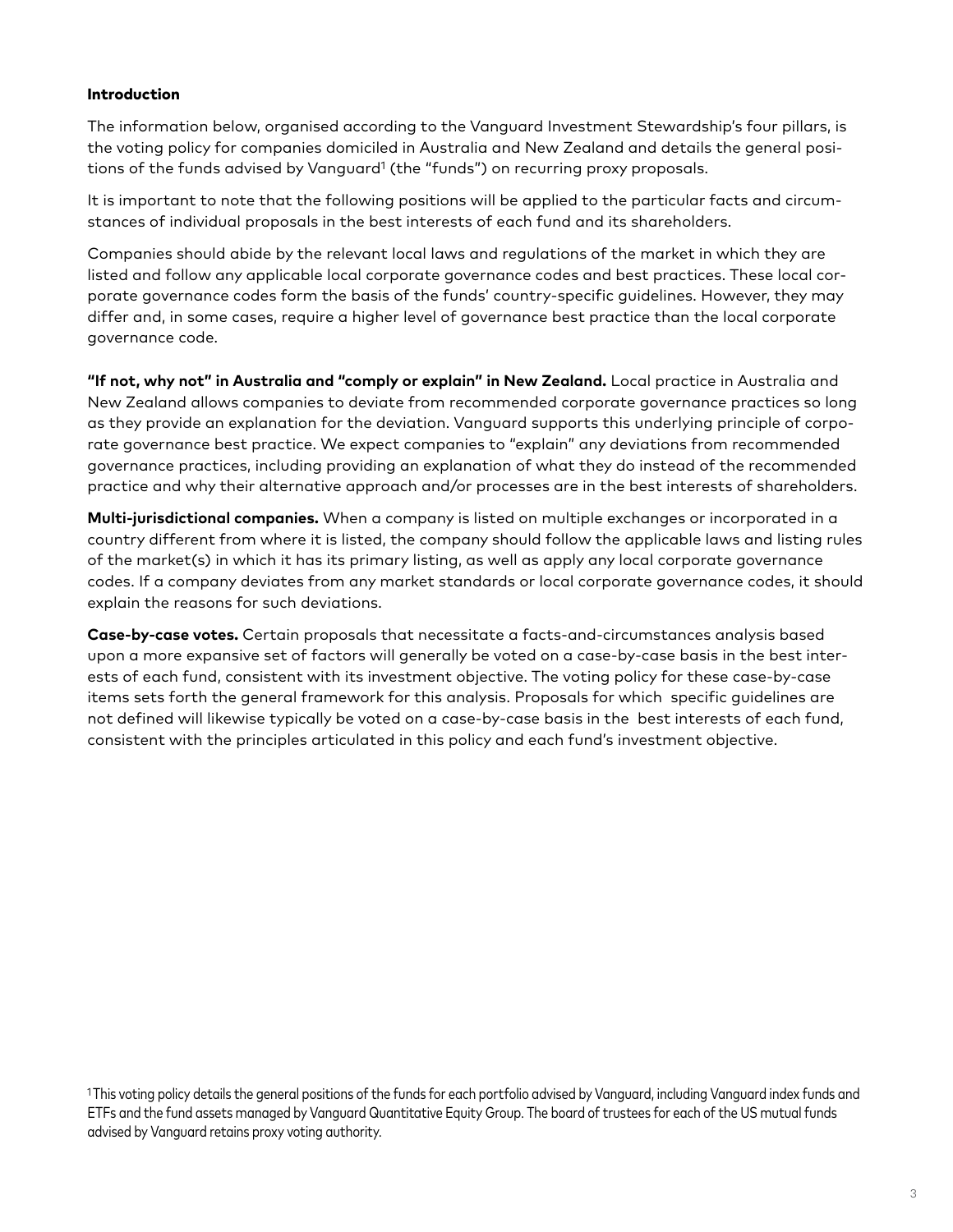## Introduction

The information below, organised according to the Vanguard Investment Stewardship's four pillars, is the voting policy for companies domiciled in Australia and New Zealand and details the general positions of the funds advised by Vanguard[1] (the "funds") on recurring proxy proposals.

It is important to note that the following positions will be applied to the particular facts and circumstances of individual proposals in the best interests of each fund and its shareholders.

Companies should abide by the relevant local laws and regulations of the market in which they are listed and follow any applicable local corporate governance codes and best practices. These local corporate governance codes form the basis of the funds' country-specific guidelines. However, they may differ and, in some cases, require a higher level of governance best practice than the local corporate governance code.

**"If not, why not" in Australia and "comply or explain" in New Zealand.** Local practice in Australia and New Zealand allows companies to deviate from recommended corporate governance practices so long as they provide an explanation for the deviation. Vanguard supports this underlying principle of corporate governance best practice. We expect companies to "explain" any deviations from recommended governance practices, including providing an explanation of what they do instead of the recommended practice and why their alternative approach and/or processes are in the best interests of shareholders.

**Multi-jurisdictional companies.** When a company is listed on multiple exchanges or incorporated in a country different from where it is listed, the company should follow the applicable laws and listing rules of the market(s) in which it has its primary listing, as well as apply any local corporate governance codes. If a company deviates from any market standards or local corporate governance codes, it should explain the reasons for such deviations.

**Case-by-case votes.** Certain proposals that necessitate a facts-and-circumstances analysis based upon a more expansive set of factors will generally be voted on a case-by-case basis in the best interests of each fund, consistent with its investment objective. The voting policy for these case-by-case items sets forth the general framework for this analysis. Proposals for which specific guidelines are not defined will likewise typically be voted on a case-by-case basis in the best interests of each fund, consistent with the principles articulated in this policy and each fund's investment objective.

[1] This voting policy details the general positions of the funds for each portfolio advised by Vanguard, including Vanguard index funds and ETFs and the fund assets managed by Vanguard Quantitative Equity Group. The board of trustees for each of the US mutual funds advised by Vanguard retains proxy voting authority.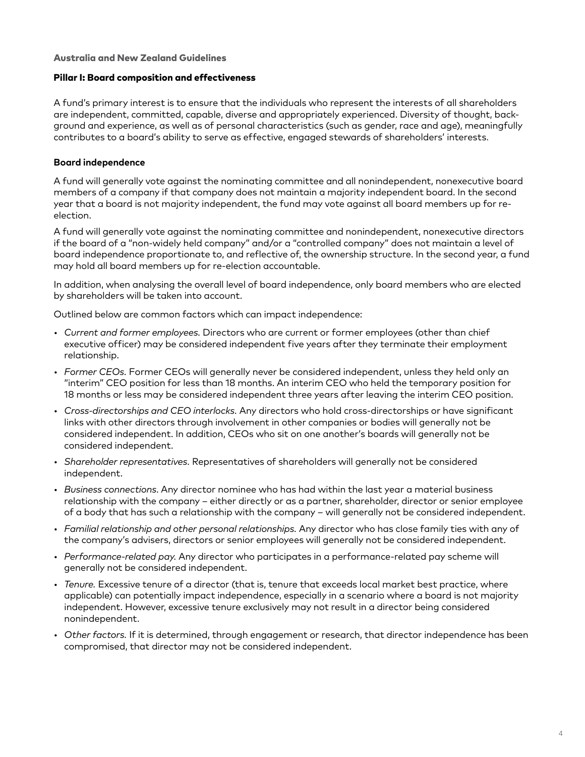## Australia and New Zealand Guidelines

### Pillar I: Board composition and effectiveness

A fund's primary interest is to ensure that the individuals who represent the interests of all shareholders are independent, committed, capable, diverse and appropriately experienced. Diversity of thought, background and experience, as well as of personal characteristics (such as gender, race and age), meaningfully contributes to a board's ability to serve as effective, engaged stewards of shareholders' interests.

#### Board independence

A fund will generally vote against the nominating committee and all nonindependent, nonexecutive board members of a company if that company does not maintain a majority independent board. In the second year that a board is not majority independent, the fund may vote against all board members up for re-election.

A fund will generally vote against the nominating committee and nonindependent, nonexecutive directors if the board of a "non-widely held company" and/or a "controlled company" does not maintain a level of board independence proportionate to, and reflective of, the ownership structure. In the second year, a fund may hold all board members up for re-election accountable.

In addition, when analysing the overall level of board independence, only board members who are elected by shareholders will be taken into account.

Outlined below are common factors which can impact independence:

- *Current and former employees.* Directors who are current or former employees (other than chief executive officer) may be considered independent five years after they terminate their employment relationship.
- *Former CEOs.* Former CEOs will generally never be considered independent, unless they held only an "interim" CEO position for less than 18 months. An interim CEO who held the temporary position for 18 months or less may be considered independent three years after leaving the interim CEO position.
- *Cross-directorships and CEO interlocks.* Any directors who hold cross-directorships or have significant links with other directors through involvement in other companies or bodies will generally not be considered independent. In addition, CEOs who sit on one another's boards will generally not be considered independent.
- *Shareholder representatives.* Representatives of shareholders will generally not be considered independent.
- *Business connections.* Any director nominee who has had within the last year a material business relationship with the company – either directly or as a partner, shareholder, director or senior employee of a body that has such a relationship with the company – will generally not be considered independent.
- *Familial relationship and other personal relationships.* Any director who has close family ties with any of the company's advisers, directors or senior employees will generally not be considered independent.
- *Performance-related pay.* Any director who participates in a performance-related pay scheme will generally not be considered independent.
- *Tenure.* Excessive tenure of a director (that is, tenure that exceeds local market best practice, where applicable) can potentially impact independence, especially in a scenario where a board is not majority independent. However, excessive tenure exclusively may not result in a director being considered nonindependent.
- *Other factors.* If it is determined, through engagement or research, that director independence has been compromised, that director may not be considered independent.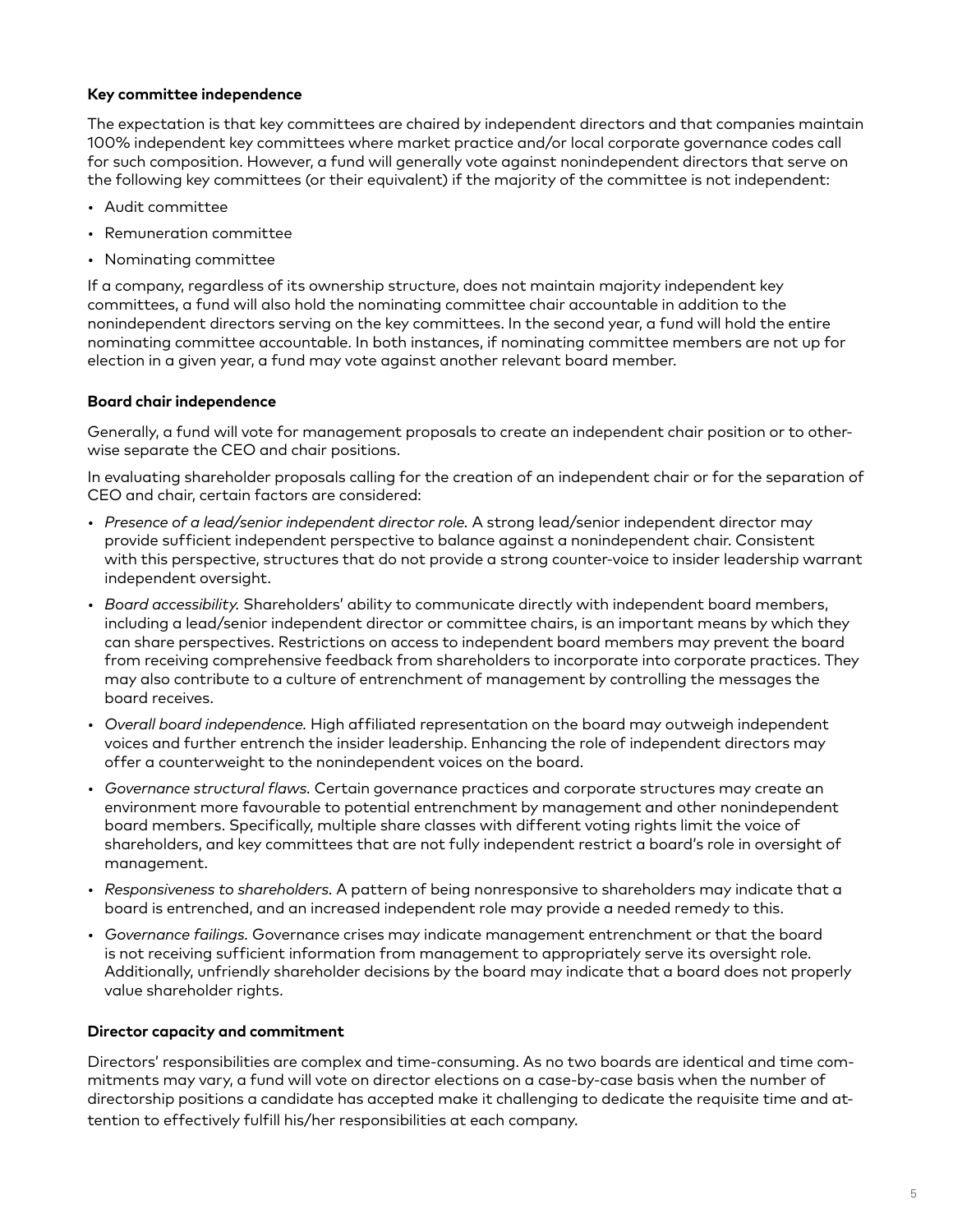**Key committee independence**

The expectation is that key committees are chaired by independent directors and that companies maintain 100% independent key committees where market practice and/or local corporate governance codes call for such composition. However, a fund will generally vote against nonindependent directors that serve on the following key committees (or their equivalent) if the majority of the committee is not independent:

- Audit committee
- Remuneration committee
- Nominating committee

If a company, regardless of its ownership structure, does not maintain majority independent key committees, a fund will also hold the nominating committee chair accountable in addition to the nonindependent directors serving on the key committees. In the second year, a fund will hold the entire nominating committee accountable. In both instances, if nominating committee members are not up for election in a given year, a fund may vote against another relevant board member.

**Board chair independence**

Generally, a fund will vote for management proposals to create an independent chair position or to otherwise separate the CEO and chair positions.

In evaluating shareholder proposals calling for the creation of an independent chair or for the separation of CEO and chair, certain factors are considered:

- *Presence of a lead/senior independent director role.* A strong lead/senior independent director may provide sufficient independent perspective to balance against a nonindependent chair. Consistent with this perspective, structures that do not provide a strong counter-voice to insider leadership warrant independent oversight.
- *Board accessibility.* Shareholders' ability to communicate directly with independent board members, including a lead/senior independent director or committee chairs, is an important means by which they can share perspectives. Restrictions on access to independent board members may prevent the board from receiving comprehensive feedback from shareholders to incorporate into corporate practices. They may also contribute to a culture of entrenchment of management by controlling the messages the board receives.
- *Overall board independence.* High affiliated representation on the board may outweigh independent voices and further entrench the insider leadership. Enhancing the role of independent directors may offer a counterweight to the nonindependent voices on the board.
- *Governance structural flaws.* Certain governance practices and corporate structures may create an environment more favourable to potential entrenchment by management and other nonindependent board members. Specifically, multiple share classes with different voting rights limit the voice of shareholders, and key committees that are not fully independent restrict a board's role in oversight of management.
- *Responsiveness to shareholders.* A pattern of being nonresponsive to shareholders may indicate that a board is entrenched, and an increased independent role may provide a needed remedy to this.
- *Governance failings.* Governance crises may indicate management entrenchment or that the board is not receiving sufficient information from management to appropriately serve its oversight role. Additionally, unfriendly shareholder decisions by the board may indicate that a board does not properly value shareholder rights.

**Director capacity and commitment**

Directors' responsibilities are complex and time-consuming. As no two boards are identical and time commitments may vary, a fund will vote on director elections on a case-by-case basis when the number of directorship positions a candidate has accepted make it challenging to dedicate the requisite time and attention to effectively fulfill his/her responsibilities at each company.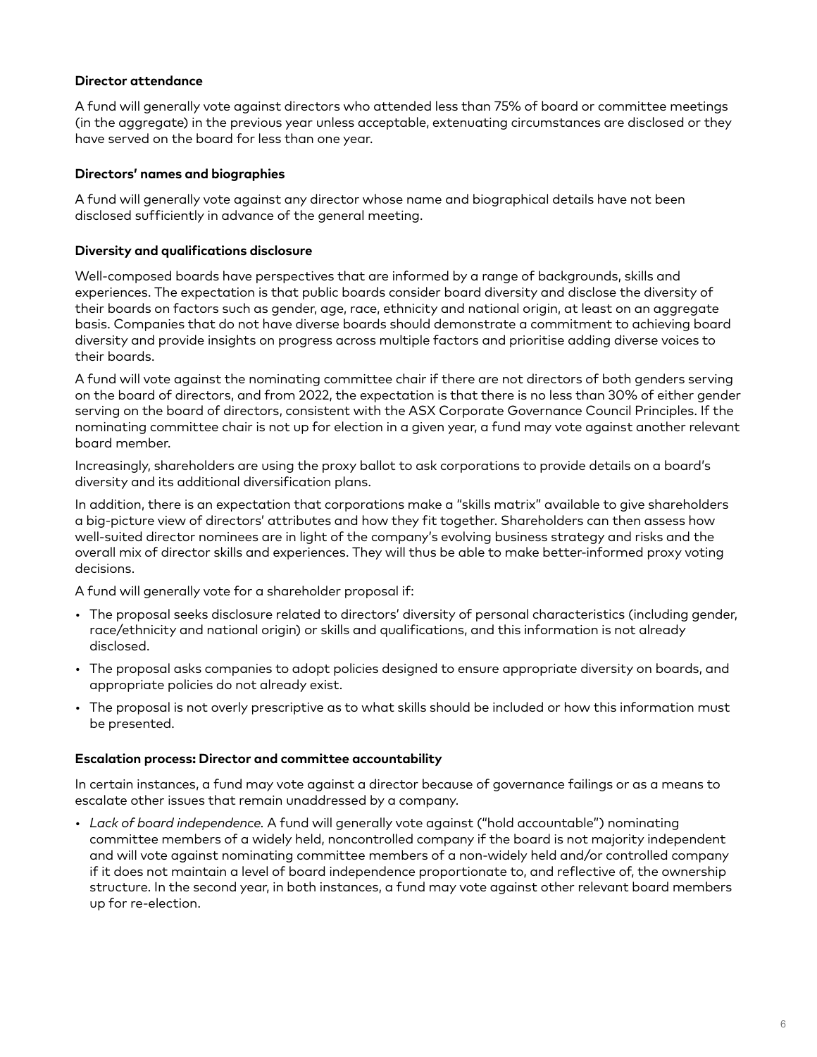**Director attendance**

A fund will generally vote against directors who attended less than 75% of board or committee meetings (in the aggregate) in the previous year unless acceptable, extenuating circumstances are disclosed or they have served on the board for less than one year.

**Directors' names and biographies**

A fund will generally vote against any director whose name and biographical details have not been disclosed sufficiently in advance of the general meeting.

**Diversity and qualifications disclosure**

Well-composed boards have perspectives that are informed by a range of backgrounds, skills and experiences. The expectation is that public boards consider board diversity and disclose the diversity of their boards on factors such as gender, age, race, ethnicity and national origin, at least on an aggregate basis. Companies that do not have diverse boards should demonstrate a commitment to achieving board diversity and provide insights on progress across multiple factors and prioritise adding diverse voices to their boards.

A fund will vote against the nominating committee chair if there are not directors of both genders serving on the board of directors, and from 2022, the expectation is that there is no less than 30% of either gender serving on the board of directors, consistent with the ASX Corporate Governance Council Principles. If the nominating committee chair is not up for election in a given year, a fund may vote against another relevant board member.

Increasingly, shareholders are using the proxy ballot to ask corporations to provide details on a board's diversity and its additional diversification plans.

In addition, there is an expectation that corporations make a "skills matrix" available to give shareholders a big-picture view of directors' attributes and how they fit together. Shareholders can then assess how well-suited director nominees are in light of the company's evolving business strategy and risks and the overall mix of director skills and experiences. They will thus be able to make better-informed proxy voting decisions.

A fund will generally vote for a shareholder proposal if:

- The proposal seeks disclosure related to directors' diversity of personal characteristics (including gender, race/ethnicity and national origin) or skills and qualifications, and this information is not already disclosed.
- The proposal asks companies to adopt policies designed to ensure appropriate diversity on boards, and appropriate policies do not already exist.
- The proposal is not overly prescriptive as to what skills should be included or how this information must be presented.

**Escalation process: Director and committee accountability**

In certain instances, a fund may vote against a director because of governance failings or as a means to escalate other issues that remain unaddressed by a company.

- *Lack of board independence.* A fund will generally vote against ("hold accountable") nominating committee members of a widely held, noncontrolled company if the board is not majority independent and will vote against nominating committee members of a non-widely held and/or controlled company if it does not maintain a level of board independence proportionate to, and reflective of, the ownership structure. In the second year, in both instances, a fund may vote against other relevant board members up for re-election.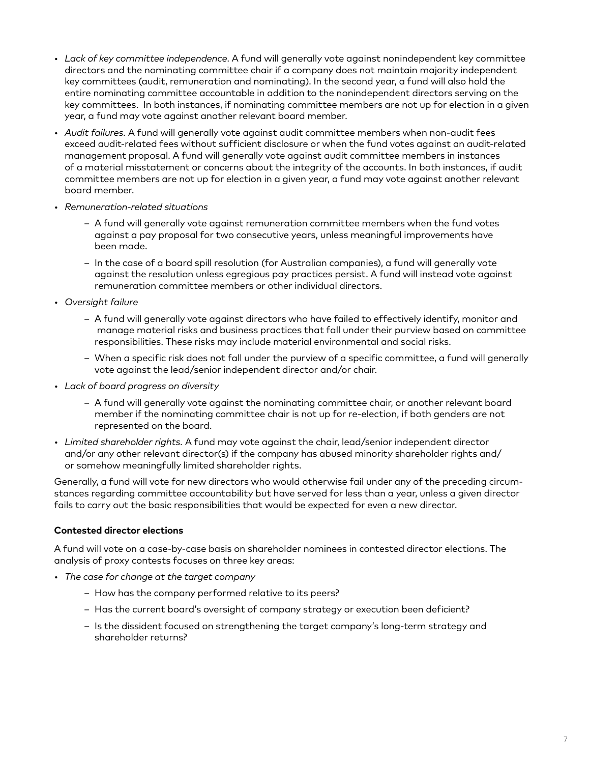- *Lack of key committee independence*. A fund will generally vote against nonindependent key committee directors and the nominating committee chair if a company does not maintain majority independent key committees (audit, remuneration and nominating). In the second year, a fund will also hold the entire nominating committee accountable in addition to the nonindependent directors serving on the key committees. In both instances, if nominating committee members are not up for election in a given year, a fund may vote against another relevant board member.
- *Audit failures*. A fund will generally vote against audit committee members when non-audit fees exceed audit-related fees without sufficient disclosure or when the fund votes against an audit-related management proposal. A fund will generally vote against audit committee members in instances of a material misstatement or concerns about the integrity of the accounts. In both instances, if audit committee members are not up for election in a given year, a fund may vote against another relevant board member.
- *Remuneration-related situations*
  - A fund will generally vote against remuneration committee members when the fund votes against a pay proposal for two consecutive years, unless meaningful improvements have been made.
  - In the case of a board spill resolution (for Australian companies), a fund will generally vote against the resolution unless egregious pay practices persist. A fund will instead vote against remuneration committee members or other individual directors.
- *Oversight failure*
  - A fund will generally vote against directors who have failed to effectively identify, monitor and manage material risks and business practices that fall under their purview based on committee responsibilities. These risks may include material environmental and social risks.
  - When a specific risk does not fall under the purview of a specific committee, a fund will generally vote against the lead/senior independent director and/or chair.
- *Lack of board progress on diversity*
  - A fund will generally vote against the nominating committee chair, or another relevant board member if the nominating committee chair is not up for re-election, if both genders are not represented on the board.
- *Limited shareholder rights*. A fund may vote against the chair, lead/senior independent director and/or any other relevant director(s) if the company has abused minority shareholder rights and/or somehow meaningfully limited shareholder rights.

Generally, a fund will vote for new directors who would otherwise fail under any of the preceding circumstances regarding committee accountability but have served for less than a year, unless a given director fails to carry out the basic responsibilities that would be expected for even a new director.

**Contested director elections**

A fund will vote on a case-by-case basis on shareholder nominees in contested director elections. The analysis of proxy contests focuses on three key areas:

- *The case for change at the target company*
  - How has the company performed relative to its peers?
  - Has the current board's oversight of company strategy or execution been deficient?
  - Is the dissident focused on strengthening the target company's long-term strategy and shareholder returns?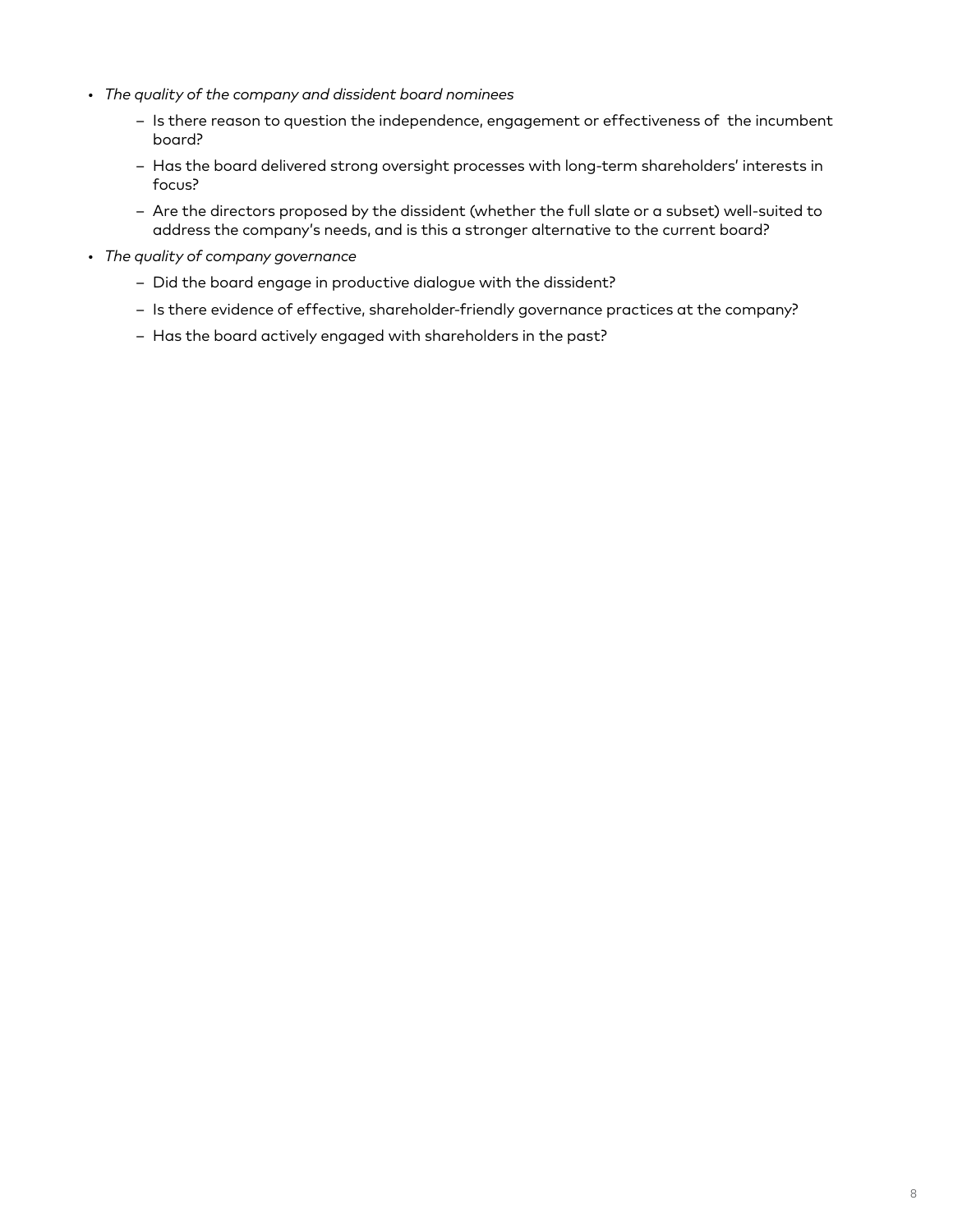- *The quality of the company and dissident board nominees*
  - Is there reason to question the independence, engagement or effectiveness of the incumbent board?
  - Has the board delivered strong oversight processes with long-term shareholders' interests in focus?
  - Are the directors proposed by the dissident (whether the full slate or a subset) well-suited to address the company's needs, and is this a stronger alternative to the current board?
- *The quality of company governance*
  - Did the board engage in productive dialogue with the dissident?
  - Is there evidence of effective, shareholder-friendly governance practices at the company?
  - Has the board actively engaged with shareholders in the past?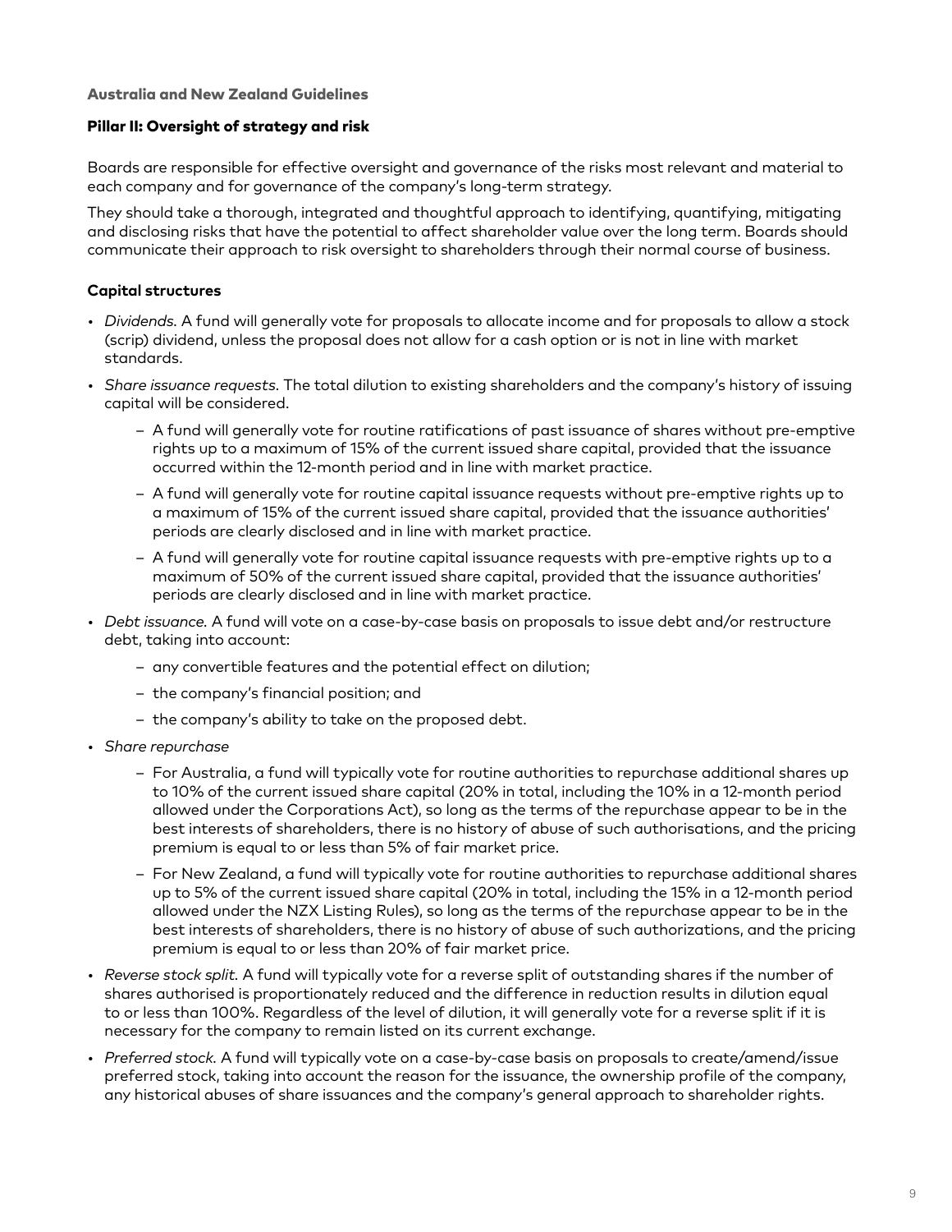Australia and New Zealand Guidelines

## Pillar II: Oversight of strategy and risk

Boards are responsible for effective oversight and governance of the risks most relevant and material to each company and for governance of the company's long-term strategy.

They should take a thorough, integrated and thoughtful approach to identifying, quantifying, mitigating and disclosing risks that have the potential to affect shareholder value over the long term. Boards should communicate their approach to risk oversight to shareholders through their normal course of business.

### Capital structures

- *Dividends.* A fund will generally vote for proposals to allocate income and for proposals to allow a stock (scrip) dividend, unless the proposal does not allow for a cash option or is not in line with market standards.
- *Share issuance requests.* The total dilution to existing shareholders and the company's history of issuing capital will be considered.
  - A fund will generally vote for routine ratifications of past issuance of shares without pre-emptive rights up to a maximum of 15% of the current issued share capital, provided that the issuance occurred within the 12-month period and in line with market practice.
  - A fund will generally vote for routine capital issuance requests without pre-emptive rights up to a maximum of 15% of the current issued share capital, provided that the issuance authorities' periods are clearly disclosed and in line with market practice.
  - A fund will generally vote for routine capital issuance requests with pre-emptive rights up to a maximum of 50% of the current issued share capital, provided that the issuance authorities' periods are clearly disclosed and in line with market practice.
- *Debt issuance.* A fund will vote on a case-by-case basis on proposals to issue debt and/or restructure debt, taking into account:
  - any convertible features and the potential effect on dilution;
  - the company's financial position; and
  - the company's ability to take on the proposed debt.
- *Share repurchase*
  - For Australia, a fund will typically vote for routine authorities to repurchase additional shares up to 10% of the current issued share capital (20% in total, including the 10% in a 12-month period allowed under the Corporations Act), so long as the terms of the repurchase appear to be in the best interests of shareholders, there is no history of abuse of such authorisations, and the pricing premium is equal to or less than 5% of fair market price.
  - For New Zealand, a fund will typically vote for routine authorities to repurchase additional shares up to 5% of the current issued share capital (20% in total, including the 15% in a 12-month period allowed under the NZX Listing Rules), so long as the terms of the repurchase appear to be in the best interests of shareholders, there is no history of abuse of such authorizations, and the pricing premium is equal to or less than 20% of fair market price.
- *Reverse stock split.* A fund will typically vote for a reverse split of outstanding shares if the number of shares authorised is proportionately reduced and the difference in reduction results in dilution equal to or less than 100%. Regardless of the level of dilution, it will generally vote for a reverse split if it is necessary for the company to remain listed on its current exchange.
- *Preferred stock.* A fund will typically vote on a case-by-case basis on proposals to create/amend/issue preferred stock, taking into account the reason for the issuance, the ownership profile of the company, any historical abuses of share issuances and the company's general approach to shareholder rights.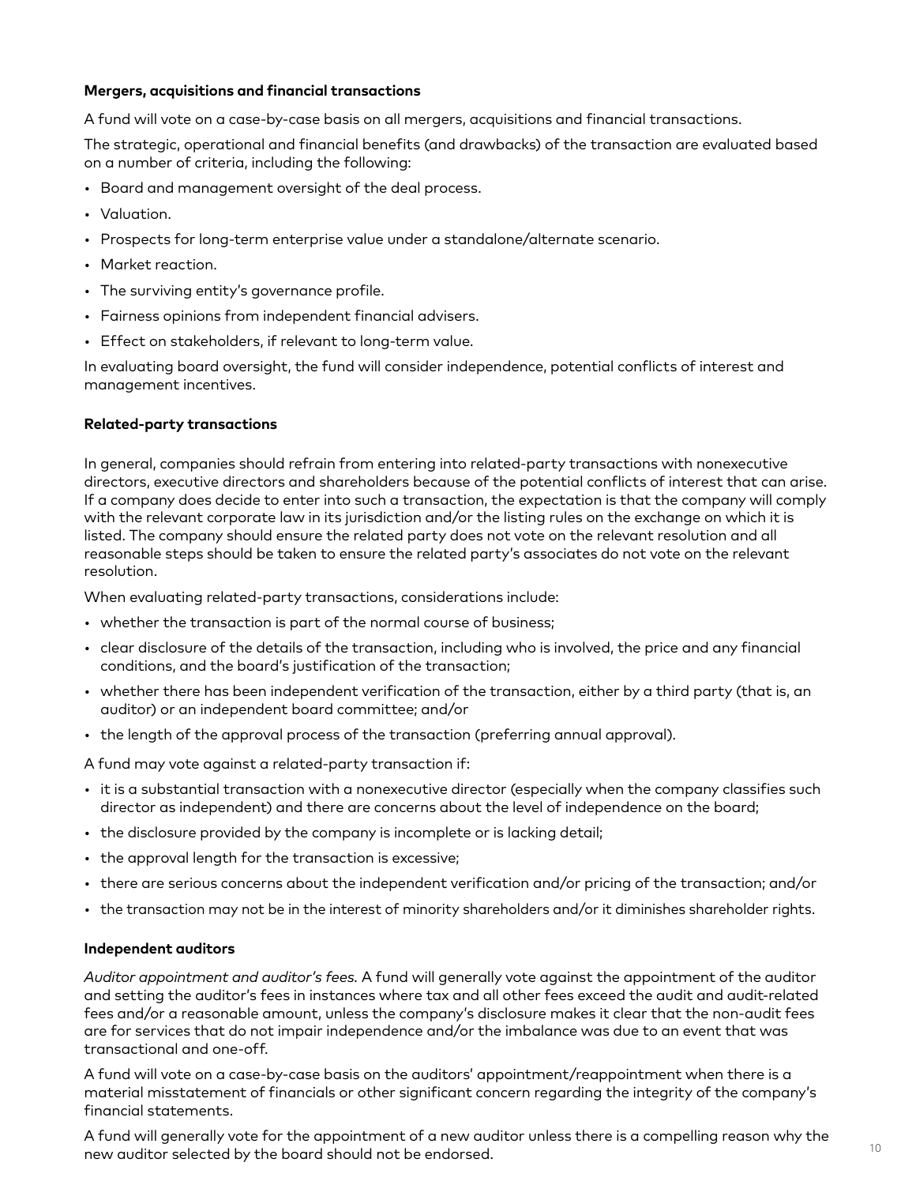**Mergers, acquisitions and financial transactions**

A fund will vote on a case-by-case basis on all mergers, acquisitions and financial transactions.

The strategic, operational and financial benefits (and drawbacks) of the transaction are evaluated based on a number of criteria, including the following:

- Board and management oversight of the deal process.
- Valuation.
- Prospects for long-term enterprise value under a standalone/alternate scenario.
- Market reaction.
- The surviving entity's governance profile.
- Fairness opinions from independent financial advisers.
- Effect on stakeholders, if relevant to long-term value.

In evaluating board oversight, the fund will consider independence, potential conflicts of interest and management incentives.

**Related-party transactions**

In general, companies should refrain from entering into related-party transactions with nonexecutive directors, executive directors and shareholders because of the potential conflicts of interest that can arise. If a company does decide to enter into such a transaction, the expectation is that the company will comply with the relevant corporate law in its jurisdiction and/or the listing rules on the exchange on which it is listed. The company should ensure the related party does not vote on the relevant resolution and all reasonable steps should be taken to ensure the related party's associates do not vote on the relevant resolution.

When evaluating related-party transactions, considerations include:

- whether the transaction is part of the normal course of business;
- clear disclosure of the details of the transaction, including who is involved, the price and any financial conditions, and the board's justification of the transaction;
- whether there has been independent verification of the transaction, either by a third party (that is, an auditor) or an independent board committee; and/or
- the length of the approval process of the transaction (preferring annual approval).

A fund may vote against a related-party transaction if:

- it is a substantial transaction with a nonexecutive director (especially when the company classifies such director as independent) and there are concerns about the level of independence on the board;
- the disclosure provided by the company is incomplete or is lacking detail;
- the approval length for the transaction is excessive;
- there are serious concerns about the independent verification and/or pricing of the transaction; and/or
- the transaction may not be in the interest of minority shareholders and/or it diminishes shareholder rights.

**Independent auditors**

*Auditor appointment and auditor's fees.* A fund will generally vote against the appointment of the auditor and setting the auditor's fees in instances where tax and all other fees exceed the audit and audit-related fees and/or a reasonable amount, unless the company's disclosure makes it clear that the non-audit fees are for services that do not impair independence and/or the imbalance was due to an event that was transactional and one-off.

A fund will vote on a case-by-case basis on the auditors' appointment/reappointment when there is a material misstatement of financials or other significant concern regarding the integrity of the company's financial statements.

A fund will generally vote for the appointment of a new auditor unless there is a compelling reason why the new auditor selected by the board should not be endorsed.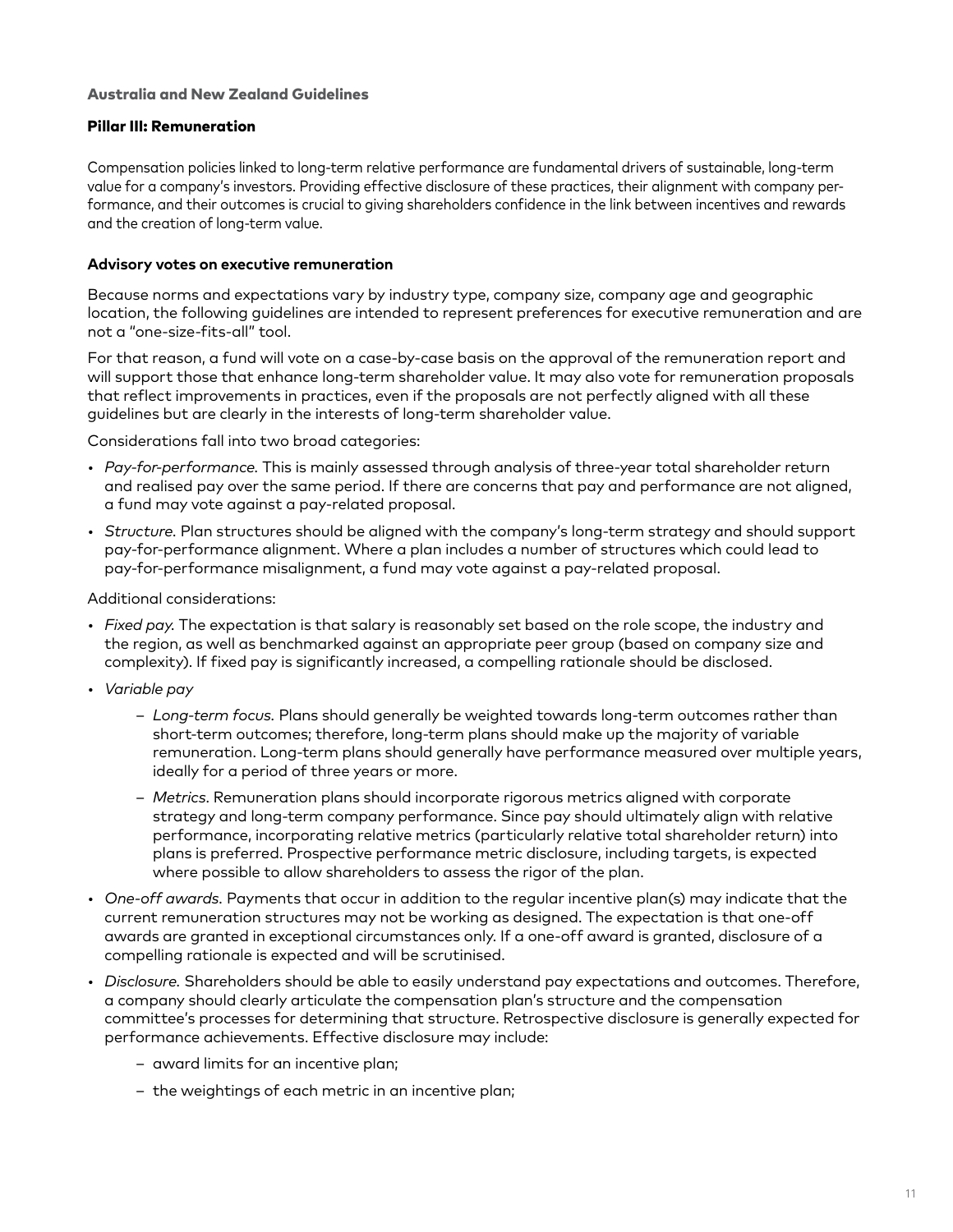# Australia and New Zealand Guidelines

## Pillar III: Remuneration

Compensation policies linked to long-term relative performance are fundamental drivers of sustainable, long-term value for a company's investors. Providing effective disclosure of these practices, their alignment with company performance, and their outcomes is crucial to giving shareholders confidence in the link between incentives and rewards and the creation of long-term value.

### Advisory votes on executive remuneration

Because norms and expectations vary by industry type, company size, company age and geographic location, the following guidelines are intended to represent preferences for executive remuneration and are not a "one-size-fits-all" tool.

For that reason, a fund will vote on a case-by-case basis on the approval of the remuneration report and will support those that enhance long-term shareholder value. It may also vote for remuneration proposals that reflect improvements in practices, even if the proposals are not perfectly aligned with all these guidelines but are clearly in the interests of long-term shareholder value.

Considerations fall into two broad categories:

- *Pay-for-performance.* This is mainly assessed through analysis of three-year total shareholder return and realised pay over the same period. If there are concerns that pay and performance are not aligned, a fund may vote against a pay-related proposal.
- *Structure.* Plan structures should be aligned with the company's long-term strategy and should support pay-for-performance alignment. Where a plan includes a number of structures which could lead to pay-for-performance misalignment, a fund may vote against a pay-related proposal.

Additional considerations:

- *Fixed pay.* The expectation is that salary is reasonably set based on the role scope, the industry and the region, as well as benchmarked against an appropriate peer group (based on company size and complexity). If fixed pay is significantly increased, a compelling rationale should be disclosed.
- *Variable pay*
  - *Long-term focus.* Plans should generally be weighted towards long-term outcomes rather than short-term outcomes; therefore, long-term plans should make up the majority of variable remuneration. Long-term plans should generally have performance measured over multiple years, ideally for a period of three years or more.
  - *Metrics.* Remuneration plans should incorporate rigorous metrics aligned with corporate strategy and long-term company performance. Since pay should ultimately align with relative performance, incorporating relative metrics (particularly relative total shareholder return) into plans is preferred. Prospective performance metric disclosure, including targets, is expected where possible to allow shareholders to assess the rigor of the plan.
- *One-off awards.* Payments that occur in addition to the regular incentive plan(s) may indicate that the current remuneration structures may not be working as designed. The expectation is that one-off awards are granted in exceptional circumstances only. If a one-off award is granted, disclosure of a compelling rationale is expected and will be scrutinised.
- *Disclosure.* Shareholders should be able to easily understand pay expectations and outcomes. Therefore, a company should clearly articulate the compensation plan's structure and the compensation committee's processes for determining that structure. Retrospective disclosure is generally expected for performance achievements. Effective disclosure may include:
  - award limits for an incentive plan;
  - the weightings of each metric in an incentive plan;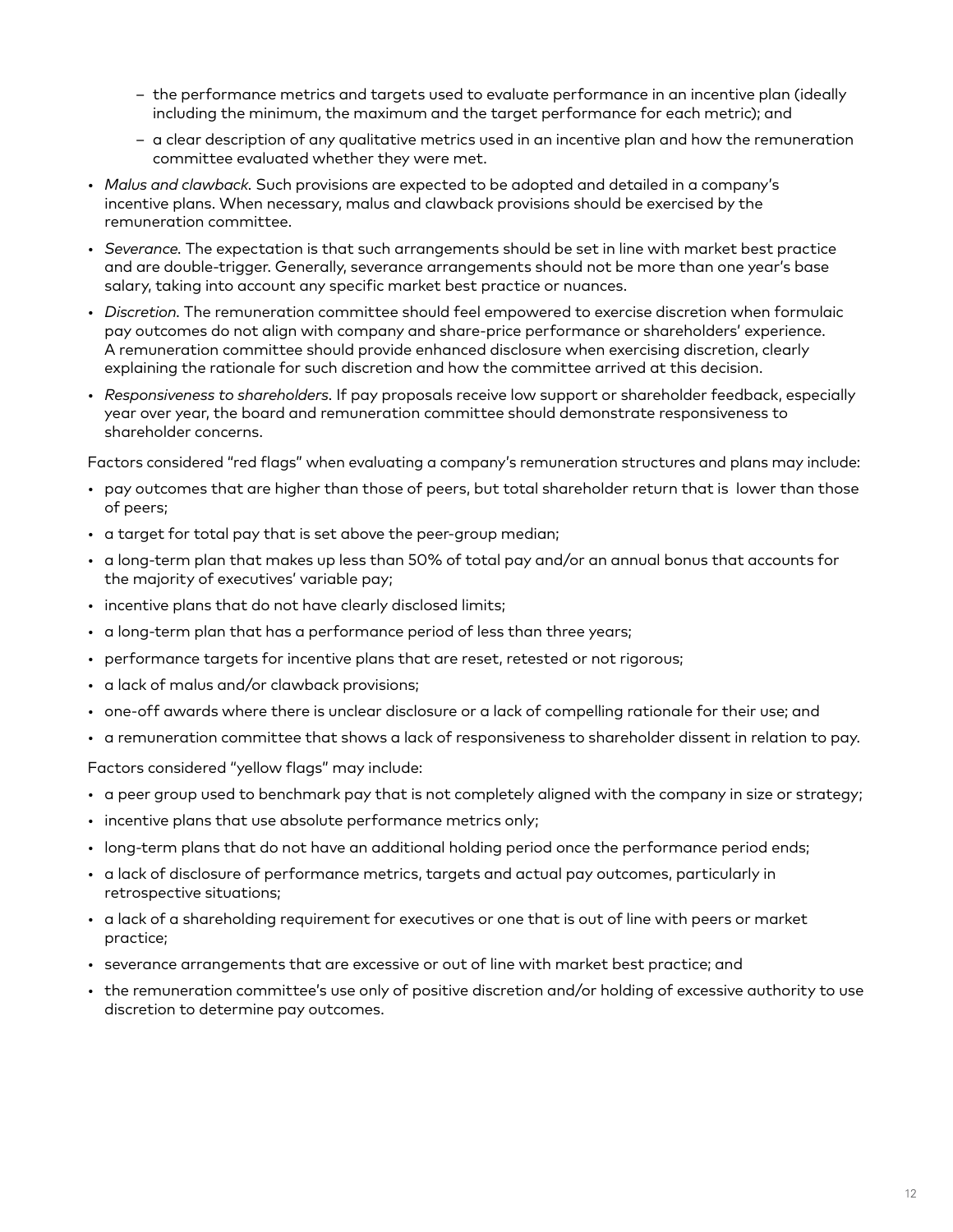- the performance metrics and targets used to evaluate performance in an incentive plan (ideally including the minimum, the maximum and the target performance for each metric); and
  - a clear description of any qualitative metrics used in an incentive plan and how the remuneration committee evaluated whether they were met.
- *Malus and clawback.* Such provisions are expected to be adopted and detailed in a company's incentive plans. When necessary, malus and clawback provisions should be exercised by the remuneration committee.
- *Severance.* The expectation is that such arrangements should be set in line with market best practice and are double-trigger. Generally, severance arrangements should not be more than one year's base salary, taking into account any specific market best practice or nuances.
- *Discretion.* The remuneration committee should feel empowered to exercise discretion when formulaic pay outcomes do not align with company and share-price performance or shareholders' experience. A remuneration committee should provide enhanced disclosure when exercising discretion, clearly explaining the rationale for such discretion and how the committee arrived at this decision.
- *Responsiveness to shareholders.* If pay proposals receive low support or shareholder feedback, especially year over year, the board and remuneration committee should demonstrate responsiveness to shareholder concerns.

Factors considered "red flags" when evaluating a company's remuneration structures and plans may include:

- pay outcomes that are higher than those of peers, but total shareholder return that is lower than those of peers;
- a target for total pay that is set above the peer-group median;
- a long-term plan that makes up less than 50% of total pay and/or an annual bonus that accounts for the majority of executives' variable pay;
- incentive plans that do not have clearly disclosed limits;
- a long-term plan that has a performance period of less than three years;
- performance targets for incentive plans that are reset, retested or not rigorous;
- a lack of malus and/or clawback provisions;
- one-off awards where there is unclear disclosure or a lack of compelling rationale for their use; and
- a remuneration committee that shows a lack of responsiveness to shareholder dissent in relation to pay.

Factors considered "yellow flags" may include:

- a peer group used to benchmark pay that is not completely aligned with the company in size or strategy;
- incentive plans that use absolute performance metrics only;
- long-term plans that do not have an additional holding period once the performance period ends;
- a lack of disclosure of performance metrics, targets and actual pay outcomes, particularly in retrospective situations;
- a lack of a shareholding requirement for executives or one that is out of line with peers or market practice;
- severance arrangements that are excessive or out of line with market best practice; and
- the remuneration committee's use only of positive discretion and/or holding of excessive authority to use discretion to determine pay outcomes.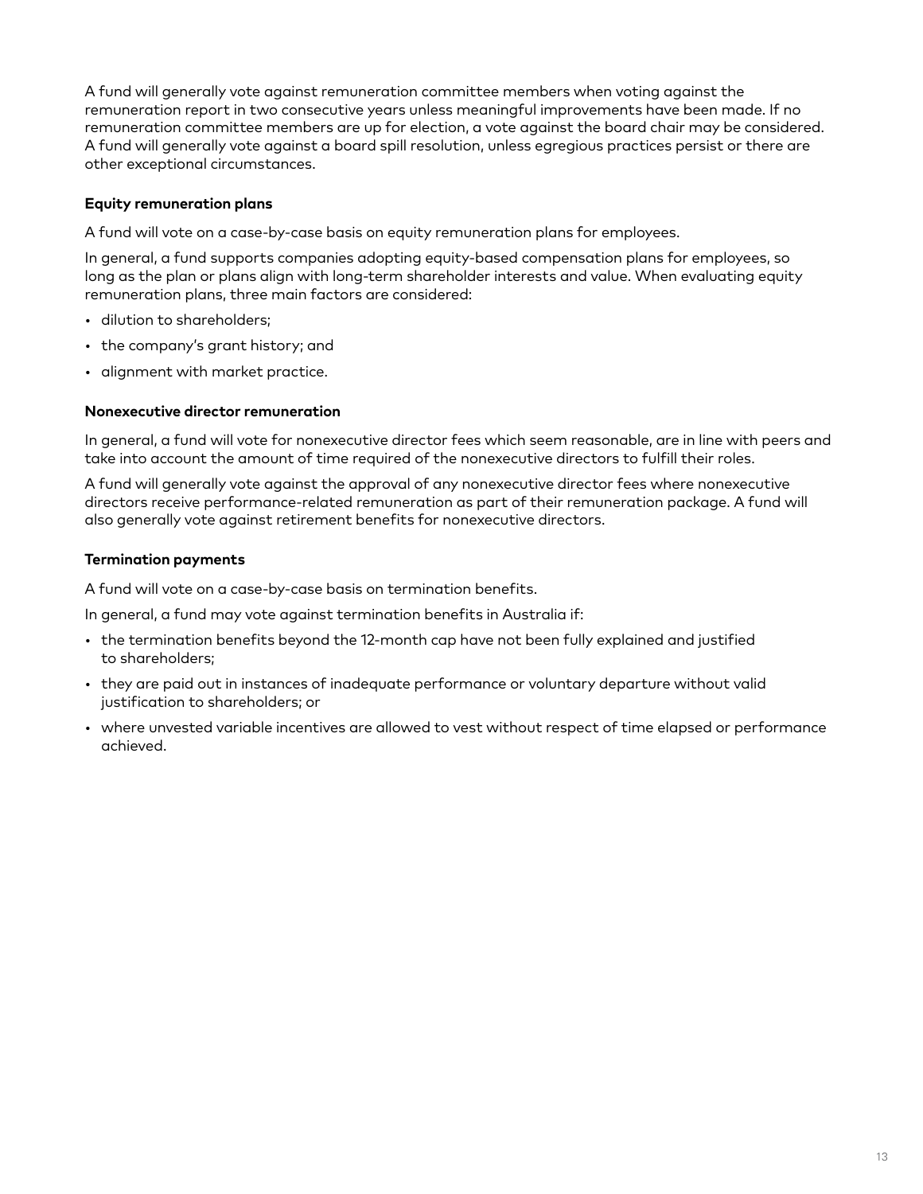A fund will generally vote against remuneration committee members when voting against the remuneration report in two consecutive years unless meaningful improvements have been made. If no remuneration committee members are up for election, a vote against the board chair may be considered. A fund will generally vote against a board spill resolution, unless egregious practices persist or there are other exceptional circumstances.

**Equity remuneration plans**

A fund will vote on a case-by-case basis on equity remuneration plans for employees.

In general, a fund supports companies adopting equity-based compensation plans for employees, so long as the plan or plans align with long-term shareholder interests and value. When evaluating equity remuneration plans, three main factors are considered:

- dilution to shareholders;
- the company's grant history; and
- alignment with market practice.

**Nonexecutive director remuneration**

In general, a fund will vote for nonexecutive director fees which seem reasonable, are in line with peers and take into account the amount of time required of the nonexecutive directors to fulfill their roles.

A fund will generally vote against the approval of any nonexecutive director fees where nonexecutive directors receive performance-related remuneration as part of their remuneration package. A fund will also generally vote against retirement benefits for nonexecutive directors.

**Termination payments**

A fund will vote on a case-by-case basis on termination benefits.

In general, a fund may vote against termination benefits in Australia if:

- the termination benefits beyond the 12-month cap have not been fully explained and justified to shareholders;
- they are paid out in instances of inadequate performance or voluntary departure without valid justification to shareholders; or
- where unvested variable incentives are allowed to vest without respect of time elapsed or performance achieved.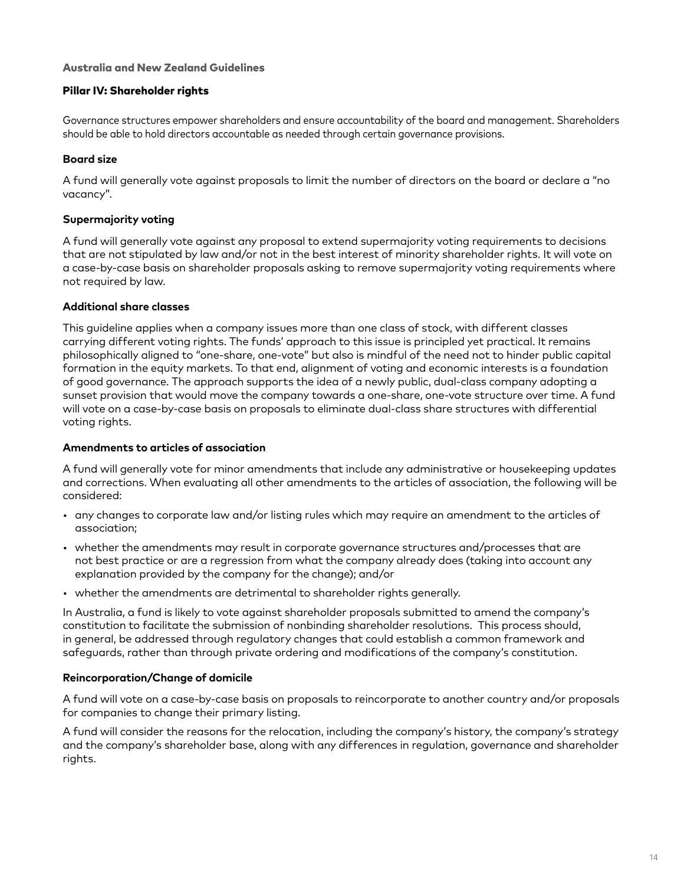## Australia and New Zealand Guidelines

### Pillar IV: Shareholder rights

Governance structures empower shareholders and ensure accountability of the board and management. Shareholders should be able to hold directors accountable as needed through certain governance provisions.

**Board size**

A fund will generally vote against proposals to limit the number of directors on the board or declare a "no vacancy".

**Supermajority voting**

A fund will generally vote against any proposal to extend supermajority voting requirements to decisions that are not stipulated by law and/or not in the best interest of minority shareholder rights. It will vote on a case-by-case basis on shareholder proposals asking to remove supermajority voting requirements where not required by law.

**Additional share classes**

This guideline applies when a company issues more than one class of stock, with different classes carrying different voting rights. The funds' approach to this issue is principled yet practical. It remains philosophically aligned to "one-share, one-vote" but also is mindful of the need not to hinder public capital formation in the equity markets. To that end, alignment of voting and economic interests is a foundation of good governance. The approach supports the idea of a newly public, dual-class company adopting a sunset provision that would move the company towards a one-share, one-vote structure over time. A fund will vote on a case-by-case basis on proposals to eliminate dual-class share structures with differential voting rights.

**Amendments to articles of association**

A fund will generally vote for minor amendments that include any administrative or housekeeping updates and corrections. When evaluating all other amendments to the articles of association, the following will be considered:

- any changes to corporate law and/or listing rules which may require an amendment to the articles of association;
- whether the amendments may result in corporate governance structures and/processes that are not best practice or are a regression from what the company already does (taking into account any explanation provided by the company for the change); and/or
- whether the amendments are detrimental to shareholder rights generally.

In Australia, a fund is likely to vote against shareholder proposals submitted to amend the company's constitution to facilitate the submission of nonbinding shareholder resolutions. This process should, in general, be addressed through regulatory changes that could establish a common framework and safeguards, rather than through private ordering and modifications of the company's constitution.

**Reincorporation/Change of domicile**

A fund will vote on a case-by-case basis on proposals to reincorporate to another country and/or proposals for companies to change their primary listing.

A fund will consider the reasons for the relocation, including the company's history, the company's strategy and the company's shareholder base, along with any differences in regulation, governance and shareholder rights.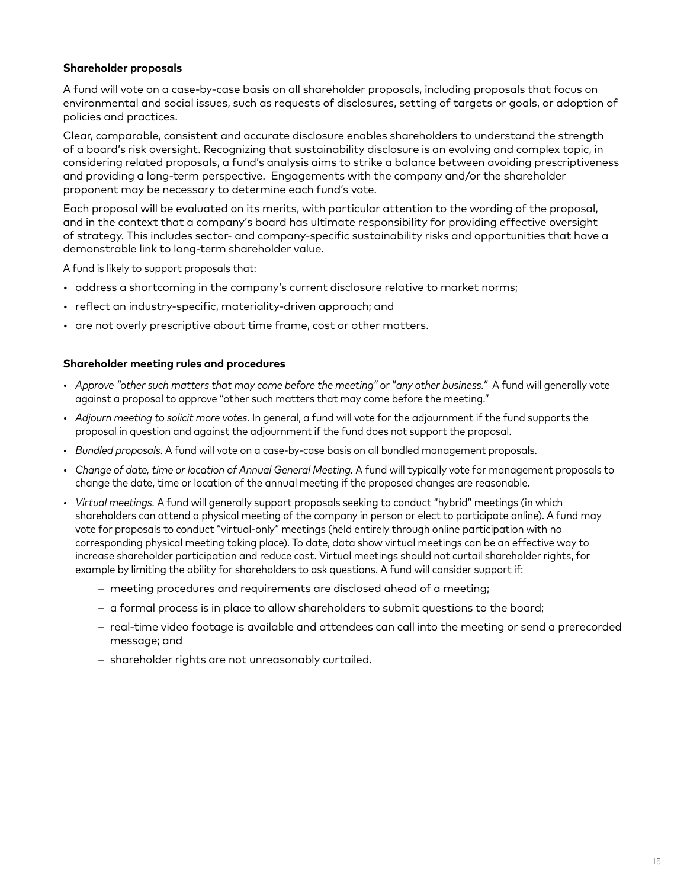### Shareholder proposals

A fund will vote on a case-by-case basis on all shareholder proposals, including proposals that focus on environmental and social issues, such as requests of disclosures, setting of targets or goals, or adoption of policies and practices.

Clear, comparable, consistent and accurate disclosure enables shareholders to understand the strength of a board's risk oversight. Recognizing that sustainability disclosure is an evolving and complex topic, in considering related proposals, a fund's analysis aims to strike a balance between avoiding prescriptiveness and providing a long-term perspective. Engagements with the company and/or the shareholder proponent may be necessary to determine each fund's vote.

Each proposal will be evaluated on its merits, with particular attention to the wording of the proposal, and in the context that a company's board has ultimate responsibility for providing effective oversight of strategy. This includes sector- and company-specific sustainability risks and opportunities that have a demonstrable link to long-term shareholder value.

A fund is likely to support proposals that:

- address a shortcoming in the company's current disclosure relative to market norms;
- reflect an industry-specific, materiality-driven approach; and
- are not overly prescriptive about time frame, cost or other matters.

### Shareholder meeting rules and procedures

- *Approve "other such matters that may come before the meeting"* or "*any other business.*" A fund will generally vote against a proposal to approve "other such matters that may come before the meeting."
- *Adjourn meeting to solicit more votes.* In general, a fund will vote for the adjournment if the fund supports the proposal in question and against the adjournment if the fund does not support the proposal.
- *Bundled proposals*. A fund will vote on a case-by-case basis on all bundled management proposals.
- *Change of date, time or location of Annual General Meeting.* A fund will typically vote for management proposals to change the date, time or location of the annual meeting if the proposed changes are reasonable.
- *Virtual meetings.* A fund will generally support proposals seeking to conduct "hybrid" meetings (in which shareholders can attend a physical meeting of the company in person or elect to participate online). A fund may vote for proposals to conduct "virtual-only" meetings (held entirely through online participation with no corresponding physical meeting taking place). To date, data show virtual meetings can be an effective way to increase shareholder participation and reduce cost. Virtual meetings should not curtail shareholder rights, for example by limiting the ability for shareholders to ask questions. A fund will consider support if:
  - meeting procedures and requirements are disclosed ahead of a meeting;
  - a formal process is in place to allow shareholders to submit questions to the board;
  - real-time video footage is available and attendees can call into the meeting or send a prerecorded message; and
  - shareholder rights are not unreasonably curtailed.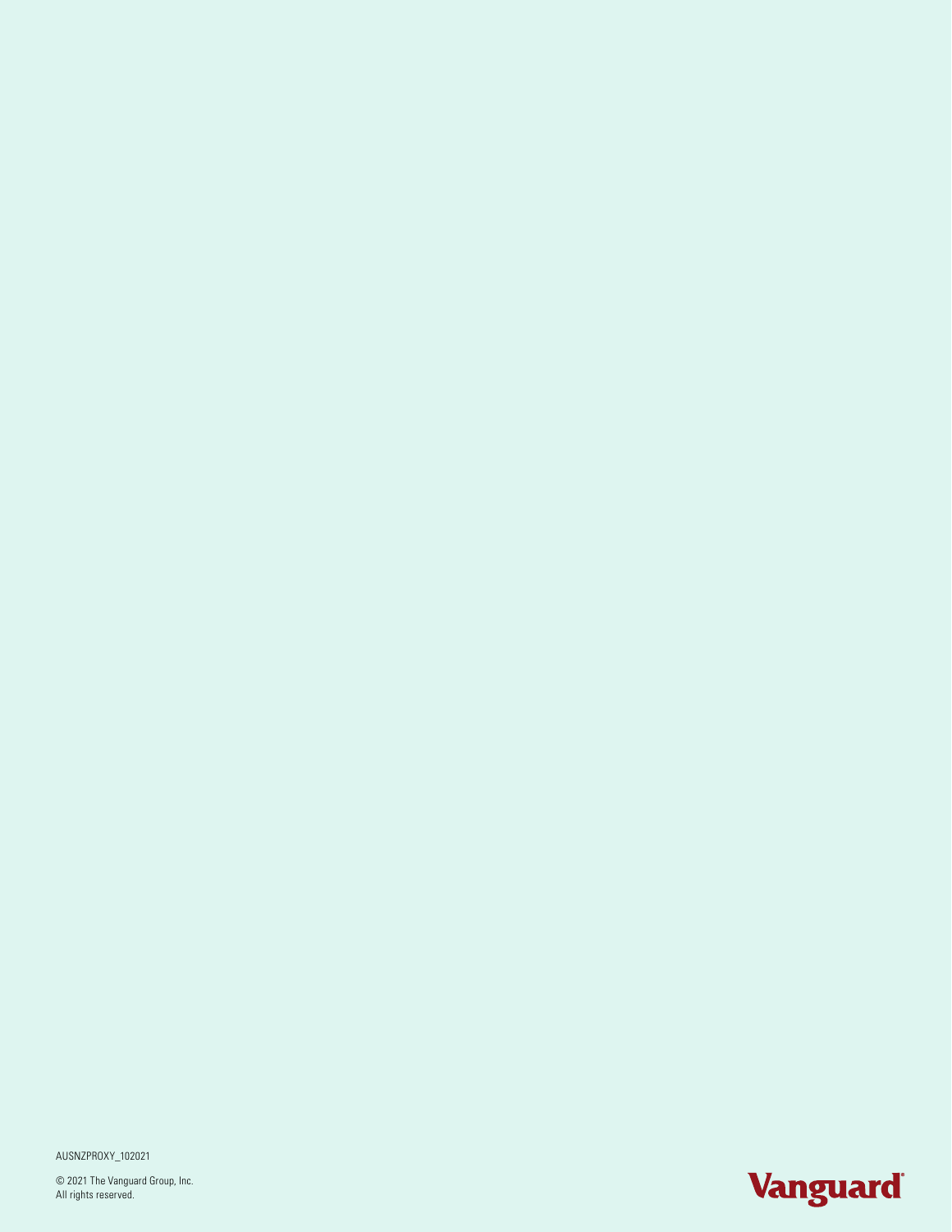AUSNZPROXY_102021

© 2021 The Vanguard Group, Inc.
All rights reserved.

Vanguard